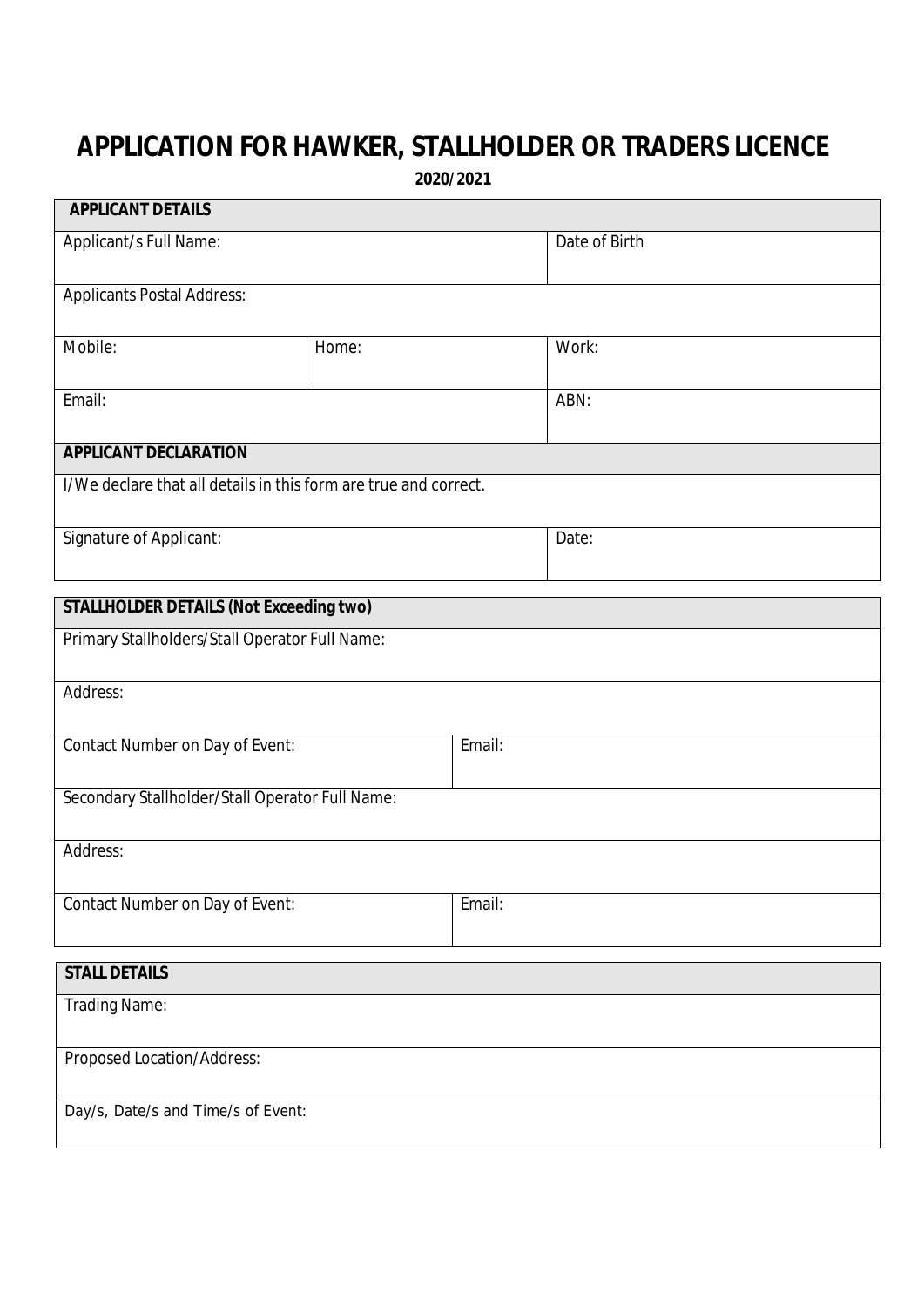# APPLICATION FOR HAWKER, STALLHOLDER OR TRADERS LICENCE

**2020/2021**

| **APPLICANT DETAILS** | | |
|---|---|---|
| Applicant/s Full Name: | | Date of Birth |
| Applicants Postal Address: | | |
| Mobile: | Home: | Work: |
| Email: | | ABN: |
| **APPLICANT DECLARATION** | | |
| I/We declare that all details in this form are true and correct. | | |
| Signature of Applicant: | | Date: |

| **STALLHOLDER DETAILS (Not Exceeding two)** | |
|---|---|
| Primary Stallholders/Stall Operator Full Name: | |
| Address: | |
| Contact Number on Day of Event: | Email: |
| Secondary Stallholder/Stall Operator Full Name: | |
| Address: | |
| Contact Number on Day of Event: | Email: |

| **STALL DETAILS** |
|---|
| Trading Name: |
| Proposed Location/Address: |
| Day/s, Date/s and Time/s of Event: |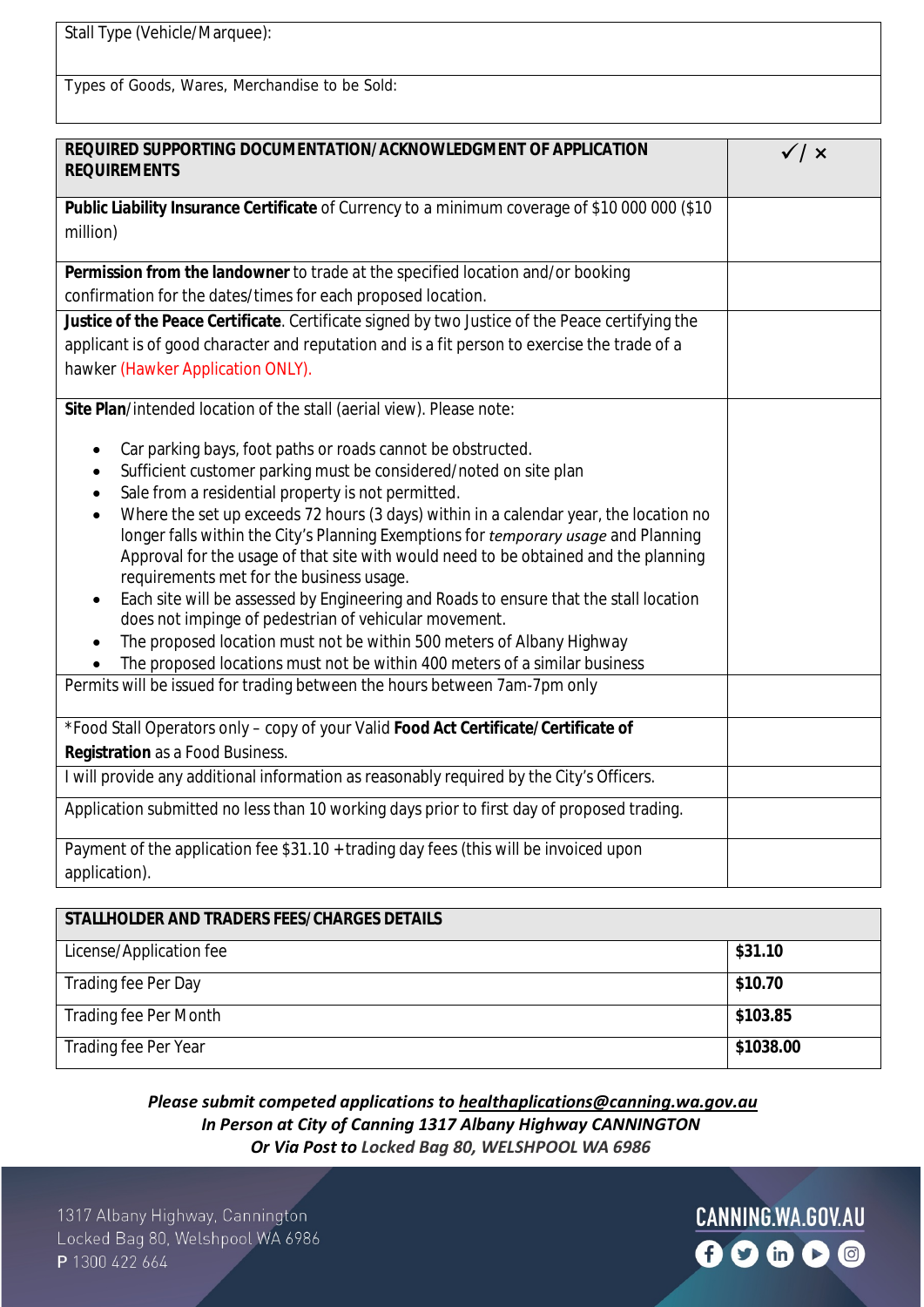| |
|---|
| Stall Type (Vehicle/Marquee): |
| Types of Goods, Wares, Merchandise to be Sold: |

| **REQUIRED SUPPORTING DOCUMENTATION/ACKNOWLEDGMENT OF APPLICATION REQUIREMENTS** | ✓/ × |
|---|---|
| **Public Liability Insurance Certificate** of Currency to a minimum coverage of $10 000 000 ($10 million) | |
| **Permission from the landowner** to trade at the specified location and/or booking confirmation for the dates/times for each proposed location. | |
| **Justice of the Peace Certificate**. Certificate signed by two Justice of the Peace certifying the applicant is of good character and reputation and is a fit person to exercise the trade of a hawker (Hawker Application ONLY). | |
| **Site Plan**/intended location of the stall (aerial view). Please note:<br>• Car parking bays, foot paths or roads cannot be obstructed.<br>• Sufficient customer parking must be considered/noted on site plan<br>• Sale from a residential property is not permitted.<br>• Where the set up exceeds 72 hours (3 days) within in a calendar year, the location no longer falls within the City's Planning Exemptions for *temporary usage* and Planning Approval for the usage of that site with would need to be obtained and the planning requirements met for the business usage.<br>• Each site will be assessed by Engineering and Roads to ensure that the stall location does not impinge of pedestrian of vehicular movement.<br>• The proposed location must not be within 500 meters of Albany Highway<br>• The proposed locations must not be within 400 meters of a similar business | |
| Permits will be issued for trading between the hours between 7am-7pm only | |
| *Food Stall Operators only – copy of your Valid **Food Act Certificate/Certificate of Registration** as a Food Business. | |
| I will provide any additional information as reasonably required by the City's Officers. | |
| Application submitted no less than 10 working days prior to first day of proposed trading. | |
| Payment of the application fee $31.10 + trading day fees (this will be invoiced upon application). | |

| **STALLHOLDER AND TRADERS FEES/CHARGES DETAILS** | |
|---|---|
| License/Application fee | **$31.10** |
| Trading fee Per Day | **$10.70** |
| Trading fee Per Month | **$103.85** |
| Trading fee Per Year | **$1038.00** |

***Please submit competed applications to healthaplications@canning.wa.gov.au***
***In Person at City of Canning 1317 Albany Highway CANNINGTON***
***Or Via Post to Locked Bag 80, WELSHPOOL WA 6986***

1317 Albany Highway, Cannington
Locked Bag 80, Welshpool WA 6986
P 1300 422 664

CANNING.WA.GOV.AU